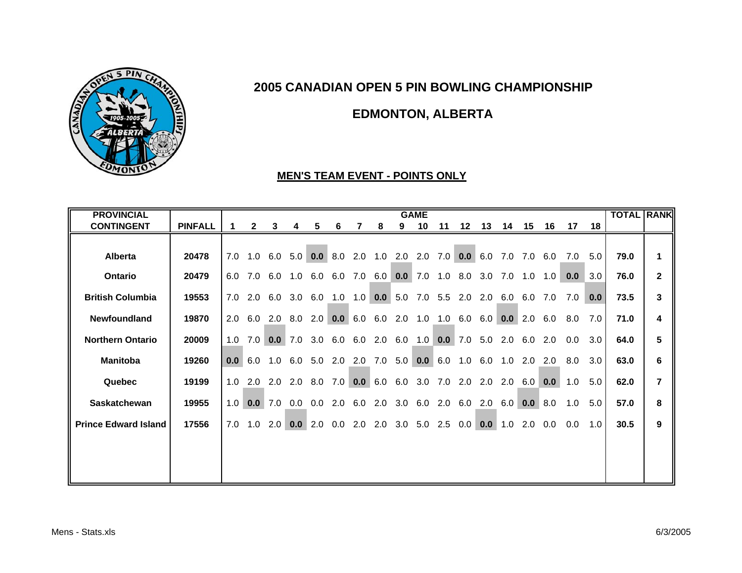# 2005 CANADIAN OPEN 5 PIN BOWLING CHAMPIONSHIP

## EDMONTON, ALBERTA

### MEN'S TEAM EVENT - POINTS ONLY

| PROVINCIAL CONTINGENT | PINFALL | GAME 1 | 2 | 3 | 4 | 5 | 6 | 7 | 8 | 9 | 10 | 11 | 12 | 13 | 14 | 15 | 16 | 17 | 18 | TOTAL | RANK |
|---|---|---|---|---|---|---|---|---|---|---|---|---|---|---|---|---|---|---|---|---|---|
| Alberta | 20478 | 7.0 | 1.0 | 6.0 | 5.0 | **0.0** | 8.0 | 2.0 | 1.0 | 2.0 | 2.0 | 7.0 | **0.0** | 6.0 | 7.0 | 7.0 | 6.0 | 7.0 | 5.0 | **79.0** | **1** |
| Ontario | 20479 | 6.0 | 7.0 | 6.0 | 1.0 | 6.0 | 6.0 | 7.0 | 6.0 | **0.0** | 7.0 | 1.0 | 8.0 | 3.0 | 7.0 | 1.0 | 1.0 | **0.0** | 3.0 | **76.0** | **2** |
| British Columbia | 19553 | 7.0 | 2.0 | 6.0 | 3.0 | 6.0 | 1.0 | 1.0 | **0.0** | 5.0 | 7.0 | 5.5 | 2.0 | 2.0 | 6.0 | 6.0 | 7.0 | 7.0 | **0.0** | **73.5** | **3** |
| Newfoundland | 19870 | 2.0 | 6.0 | 2.0 | 8.0 | 2.0 | **0.0** | 6.0 | 6.0 | 2.0 | 1.0 | 1.0 | 6.0 | 6.0 | **0.0** | 2.0 | 6.0 | 8.0 | 7.0 | **71.0** | **4** |
| Northern Ontario | 20009 | 1.0 | 7.0 | **0.0** | 7.0 | 3.0 | 6.0 | 6.0 | 2.0 | 6.0 | 1.0 | **0.0** | 7.0 | 5.0 | 2.0 | 6.0 | 2.0 | 0.0 | 3.0 | **64.0** | **5** |
| Manitoba | 19260 | **0.0** | 6.0 | 1.0 | 6.0 | 5.0 | 2.0 | 2.0 | 7.0 | 5.0 | **0.0** | 6.0 | 1.0 | 6.0 | 1.0 | 2.0 | 2.0 | 8.0 | 3.0 | **63.0** | **6** |
| Quebec | 19199 | 1.0 | 2.0 | 2.0 | 2.0 | 8.0 | 7.0 | **0.0** | 6.0 | 6.0 | 3.0 | 7.0 | 2.0 | 2.0 | 2.0 | 6.0 | **0.0** | 1.0 | 5.0 | **62.0** | **7** |
| Saskatchewan | 19955 | 1.0 | **0.0** | 7.0 | 0.0 | 0.0 | 2.0 | 6.0 | 2.0 | 3.0 | 6.0 | 2.0 | 6.0 | 2.0 | 6.0 | **0.0** | 8.0 | 1.0 | 5.0 | **57.0** | **8** |
| Prince Edward Island | 17556 | 7.0 | 1.0 | 2.0 | **0.0** | 2.0 | 0.0 | 2.0 | 2.0 | 3.0 | 5.0 | 2.5 | 0.0 | **0.0** | 1.0 | 2.0 | 0.0 | 0.0 | 1.0 | **30.5** | **9** |

Mens - Stats.xls 6/3/2005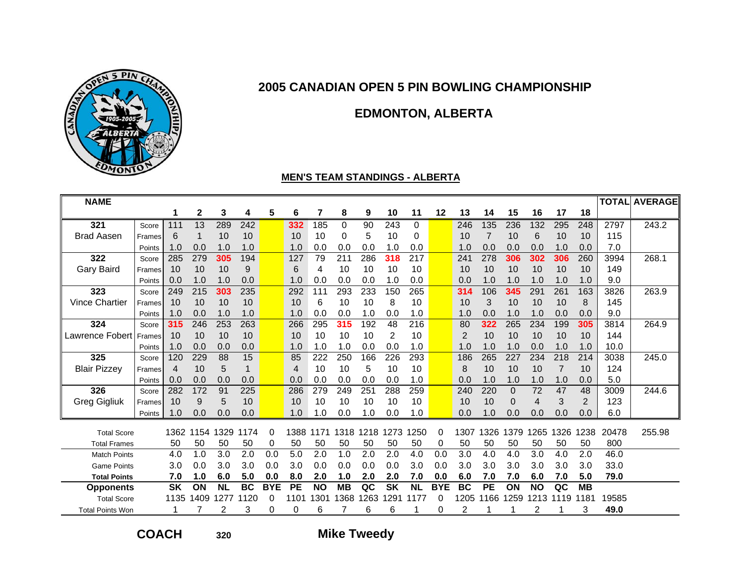# 2005 CANADIAN OPEN 5 PIN BOWLING CHAMPIONSHIP

## EDMONTON, ALBERTA

### MEN'S TEAM STANDINGS - ALBERTA

| NAME | | 1 | 2 | 3 | 4 | 5 | 6 | 7 | 8 | 9 | 10 | 11 | 12 | 13 | 14 | 15 | 16 | 17 | 18 | TOTAL | AVERAGE |
|---|---|---|---|---|---|---|---|---|---|---|---|---|---|---|---|---|---|---|---|---|---|
| 321 | Score | 111 | 13 | 289 | 242 | | 332 | 185 | 0 | 90 | 243 | 0 | | 246 | 135 | 236 | 132 | 295 | 248 | 2797 | 243.2 |
| Brad Aasen | Frames | 6 | 1 | 10 | 10 | | 10 | 10 | 0 | 5 | 10 | 0 | | 10 | 7 | 10 | 6 | 10 | 10 | 115 | |
| | Points | 1.0 | 0.0 | 1.0 | 1.0 | | 1.0 | 0.0 | 0.0 | 0.0 | 1.0 | 0.0 | | 1.0 | 0.0 | 0.0 | 0.0 | 1.0 | 0.0 | 7.0 | |
| 322 | Score | 285 | 279 | 305 | 194 | | 127 | 79 | 211 | 286 | 318 | 217 | | 241 | 278 | 306 | 302 | 306 | 260 | 3994 | 268.1 |
| Gary Baird | Frames | 10 | 10 | 10 | 9 | | 6 | 4 | 10 | 10 | 10 | 10 | | 10 | 10 | 10 | 10 | 10 | 10 | 149 | |
| | Points | 0.0 | 1.0 | 1.0 | 0.0 | | 1.0 | 0.0 | 0.0 | 0.0 | 1.0 | 0.0 | | 0.0 | 1.0 | 1.0 | 1.0 | 1.0 | 1.0 | 9.0 | |
| 323 | Score | 249 | 215 | 303 | 235 | | 292 | 111 | 293 | 233 | 150 | 265 | | 314 | 106 | 345 | 291 | 261 | 163 | 3826 | 263.9 |
| Vince Chartier | Frames | 10 | 10 | 10 | 10 | | 10 | 6 | 10 | 10 | 8 | 10 | | 10 | 3 | 10 | 10 | 10 | 8 | 145 | |
| | Points | 1.0 | 0.0 | 1.0 | 1.0 | | 1.0 | 0.0 | 0.0 | 1.0 | 0.0 | 1.0 | | 1.0 | 0.0 | 1.0 | 1.0 | 0.0 | 0.0 | 9.0 | |
| 324 | Score | 315 | 246 | 253 | 263 | | 266 | 295 | 315 | 192 | 48 | 216 | | 80 | 322 | 265 | 234 | 199 | 305 | 3814 | 264.9 |
| Lawrence Fobert | Frames | 10 | 10 | 10 | 10 | | 10 | 10 | 10 | 10 | 2 | 10 | | 2 | 10 | 10 | 10 | 10 | 10 | 144 | |
| | Points | 1.0 | 0.0 | 0.0 | 0.0 | | 1.0 | 1.0 | 1.0 | 0.0 | 0.0 | 1.0 | | 1.0 | 1.0 | 1.0 | 0.0 | 1.0 | 1.0 | 10.0 | |
| 325 | Score | 120 | 229 | 88 | 15 | | 85 | 222 | 250 | 166 | 226 | 293 | | 186 | 265 | 227 | 234 | 218 | 214 | 3038 | 245.0 |
| Blair Pizzey | Frames | 4 | 10 | 5 | 1 | | 4 | 10 | 10 | 5 | 10 | 10 | | 8 | 10 | 10 | 10 | 7 | 10 | 124 | |
| | Points | 0.0 | 0.0 | 0.0 | 0.0 | | 0.0 | 0.0 | 0.0 | 0.0 | 0.0 | 1.0 | | 0.0 | 1.0 | 1.0 | 1.0 | 1.0 | 0.0 | 5.0 | |
| 326 | Score | 282 | 172 | 91 | 225 | | 286 | 279 | 249 | 251 | 288 | 259 | | 240 | 220 | 0 | 72 | 47 | 48 | 3009 | 244.6 |
| Greg Gigliuk | Frames | 10 | 9 | 5 | 10 | | 10 | 10 | 10 | 10 | 10 | 10 | | 10 | 10 | 0 | 4 | 3 | 2 | 123 | |
| | Points | 1.0 | 0.0 | 0.0 | 0.0 | | 1.0 | 1.0 | 0.0 | 1.0 | 0.0 | 1.0 | | 0.0 | 1.0 | 0.0 | 0.0 | 0.0 | 0.0 | 6.0 | |
| Total Score | | 1362 | 1154 | 1329 | 1174 | 0 | 1388 | 1171 | 1318 | 1218 | 1273 | 1250 | 0 | 1307 | 1326 | 1379 | 1265 | 1326 | 1238 | 20478 | 255.98 |
| Total Frames | | 50 | 50 | 50 | 50 | 0 | 50 | 50 | 50 | 50 | 50 | 50 | 0 | 50 | 50 | 50 | 50 | 50 | 50 | 800 | |
| Match Points | | 4.0 | 1.0 | 3.0 | 2.0 | 0.0 | 5.0 | 2.0 | 1.0 | 2.0 | 2.0 | 4.0 | 0.0 | 3.0 | 4.0 | 4.0 | 3.0 | 4.0 | 2.0 | 46.0 | |
| Game Points | | 3.0 | 0.0 | 3.0 | 3.0 | 0.0 | 3.0 | 0.0 | 0.0 | 0.0 | 0.0 | 3.0 | 0.0 | 3.0 | 3.0 | 3.0 | 3.0 | 3.0 | 3.0 | 33.0 | |
| **Total Points** | | **7.0** | **1.0** | **6.0** | **5.0** | **0.0** | **8.0** | **2.0** | **1.0** | **2.0** | **2.0** | **7.0** | **0.0** | **6.0** | **7.0** | **7.0** | **6.0** | **7.0** | **5.0** | **79.0** | |
| **Opponents** | | **SK** | **ON** | **NL** | **BC** | **BYE** | **PE** | **NO** | **MB** | **QC** | **SK** | **NL** | **BYE** | **BC** | **PE** | **ON** | **NO** | **QC** | **MB** | | |
| Total Score | | 1135 | 1409 | 1277 | 1120 | 0 | 1101 | 1301 | 1368 | 1263 | 1291 | 1177 | 0 | 1205 | 1166 | 1259 | 1213 | 1119 | 1181 | 19585 | |
| Total Points Won | | 1 | 7 | 2 | 3 | 0 | 0 | 6 | 7 | 6 | 6 | 1 | 0 | 2 | 1 | 1 | 2 | 1 | 3 | **49.0** | |

**COACH** 320 **Mike Tweedy**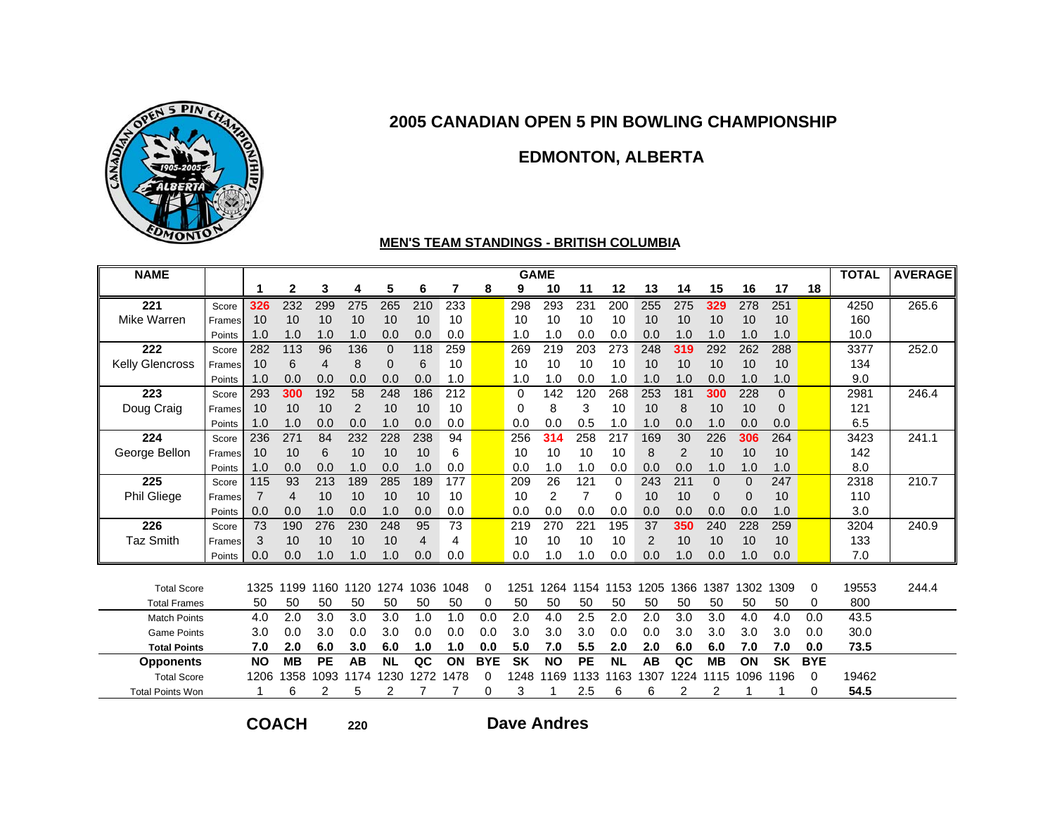# 2005 CANADIAN OPEN 5 PIN BOWLING CHAMPIONSHIP

## EDMONTON, ALBERTA

### MEN'S TEAM STANDINGS - BRITISH COLUMBIA

| NAME | | 1 | 2 | 3 | 4 | 5 | 6 | 7 | 8 | 9 | 10 | 11 | 12 | 13 | 14 | 15 | 16 | 17 | 18 | TOTAL | AVERAGE |
|---|---|---|---|---|---|---|---|---|---|---|---|---|---|---|---|---|---|---|---|---|---|
| 221 | Score | 326 | 232 | 299 | 275 | 265 | 210 | 233 | | 298 | 293 | 231 | 200 | 255 | 275 | 329 | 278 | 251 | | 4250 | 265.6 |
| Mike Warren | Frames | 10 | 10 | 10 | 10 | 10 | 10 | 10 | | 10 | 10 | 10 | 10 | 10 | 10 | 10 | 10 | 10 | | 160 | |
| | Points | 1.0 | 1.0 | 1.0 | 1.0 | 0.0 | 0.0 | 0.0 | | 1.0 | 1.0 | 0.0 | 0.0 | 0.0 | 1.0 | 1.0 | 1.0 | 1.0 | | 10.0 | |
| 222 | Score | 282 | 113 | 96 | 136 | 0 | 118 | 259 | | 269 | 219 | 203 | 273 | 248 | 319 | 292 | 262 | 288 | | 3377 | 252.0 |
| Kelly Glencross | Frames | 10 | 6 | 4 | 8 | 0 | 6 | 10 | | 10 | 10 | 10 | 10 | 10 | 10 | 10 | 10 | 10 | | 134 | |
| | Points | 1.0 | 0.0 | 0.0 | 0.0 | 0.0 | 0.0 | 1.0 | | 1.0 | 1.0 | 0.0 | 1.0 | 1.0 | 1.0 | 0.0 | 1.0 | 1.0 | | 9.0 | |
| 223 | Score | 293 | 300 | 192 | 58 | 248 | 186 | 212 | | 0 | 142 | 120 | 268 | 253 | 181 | 300 | 228 | 0 | | 2981 | 246.4 |
| Doug Craig | Frames | 10 | 10 | 10 | 2 | 10 | 10 | 10 | | 0 | 8 | 3 | 10 | 10 | 8 | 10 | 10 | 0 | | 121 | |
| | Points | 1.0 | 1.0 | 0.0 | 0.0 | 1.0 | 0.0 | 0.0 | | 0.0 | 0.0 | 0.5 | 1.0 | 1.0 | 0.0 | 1.0 | 0.0 | 0.0 | | 6.5 | |
| 224 | Score | 236 | 271 | 84 | 232 | 228 | 238 | 94 | | 256 | 314 | 258 | 217 | 169 | 30 | 226 | 306 | 264 | | 3423 | 241.1 |
| George Bellon | Frames | 10 | 10 | 6 | 10 | 10 | 10 | 6 | | 10 | 10 | 10 | 10 | 8 | 2 | 10 | 10 | 10 | | 142 | |
| | Points | 1.0 | 0.0 | 0.0 | 1.0 | 0.0 | 1.0 | 0.0 | | 0.0 | 1.0 | 1.0 | 0.0 | 0.0 | 0.0 | 1.0 | 1.0 | 1.0 | | 8.0 | |
| 225 | Score | 115 | 93 | 213 | 189 | 285 | 189 | 177 | | 209 | 26 | 121 | 0 | 243 | 211 | 0 | 0 | 247 | | 2318 | 210.7 |
| Phil Gliege | Frames | 7 | 4 | 10 | 10 | 10 | 10 | 10 | | 10 | 2 | 7 | 0 | 10 | 10 | 0 | 0 | 10 | | 110 | |
| | Points | 0.0 | 0.0 | 1.0 | 0.0 | 1.0 | 0.0 | 0.0 | | 0.0 | 0.0 | 0.0 | 0.0 | 0.0 | 0.0 | 0.0 | 0.0 | 1.0 | | 3.0 | |
| 226 | Score | 73 | 190 | 276 | 230 | 248 | 95 | 73 | | 219 | 270 | 221 | 195 | 37 | 350 | 240 | 228 | 259 | | 3204 | 240.9 |
| Taz Smith | Frames | 3 | 10 | 10 | 10 | 10 | 4 | 4 | | 10 | 10 | 10 | 10 | 2 | 10 | 10 | 10 | 10 | | 133 | |
| | Points | 0.0 | 0.0 | 1.0 | 1.0 | 1.0 | 0.0 | 0.0 | | 0.0 | 1.0 | 1.0 | 0.0 | 0.0 | 1.0 | 0.0 | 1.0 | 0.0 | | 7.0 | |
| Total Score | | 1325 | 1199 | 1160 | 1120 | 1274 | 1036 | 1048 | 0 | 1251 | 1264 | 1154 | 1153 | 1205 | 1366 | 1387 | 1302 | 1309 | 0 | 19553 | 244.4 |
| Total Frames | | 50 | 50 | 50 | 50 | 50 | 50 | 50 | 0 | 50 | 50 | 50 | 50 | 50 | 50 | 50 | 50 | 50 | 0 | 800 | |
| Match Points | | 4.0 | 2.0 | 3.0 | 3.0 | 3.0 | 1.0 | 1.0 | 0.0 | 2.0 | 4.0 | 2.5 | 2.0 | 2.0 | 3.0 | 3.0 | 4.0 | 4.0 | 0.0 | 43.5 | |
| Game Points | | 3.0 | 0.0 | 3.0 | 0.0 | 3.0 | 0.0 | 0.0 | 0.0 | 3.0 | 3.0 | 3.0 | 0.0 | 0.0 | 3.0 | 3.0 | 3.0 | 3.0 | 0.0 | 30.0 | |
| **Total Points** | | **7.0** | **2.0** | **6.0** | **3.0** | **6.0** | **1.0** | **1.0** | **0.0** | **5.0** | **7.0** | **5.5** | **2.0** | **2.0** | **6.0** | **6.0** | **7.0** | **7.0** | **0.0** | **73.5** | |
| **Opponents** | | **NO** | **MB** | **PE** | **AB** | **NL** | **QC** | **ON** | **BYE** | **SK** | **NO** | **PE** | **NL** | **AB** | **QC** | **MB** | **ON** | **SK** | **BYE** | | |
| Total Score | | 1206 | 1358 | 1093 | 1174 | 1230 | 1272 | 1478 | 0 | 1248 | 1169 | 1133 | 1163 | 1307 | 1224 | 1115 | 1096 | 1196 | 0 | 19462 | |
| Total Points Won | | 1 | 6 | 2 | 5 | 2 | 7 | 7 | 0 | 3 | 1 | 2.5 | 6 | 6 | 2 | 2 | 1 | 1 | 0 | **54.5** | |

**COACH** 220 **Dave Andres**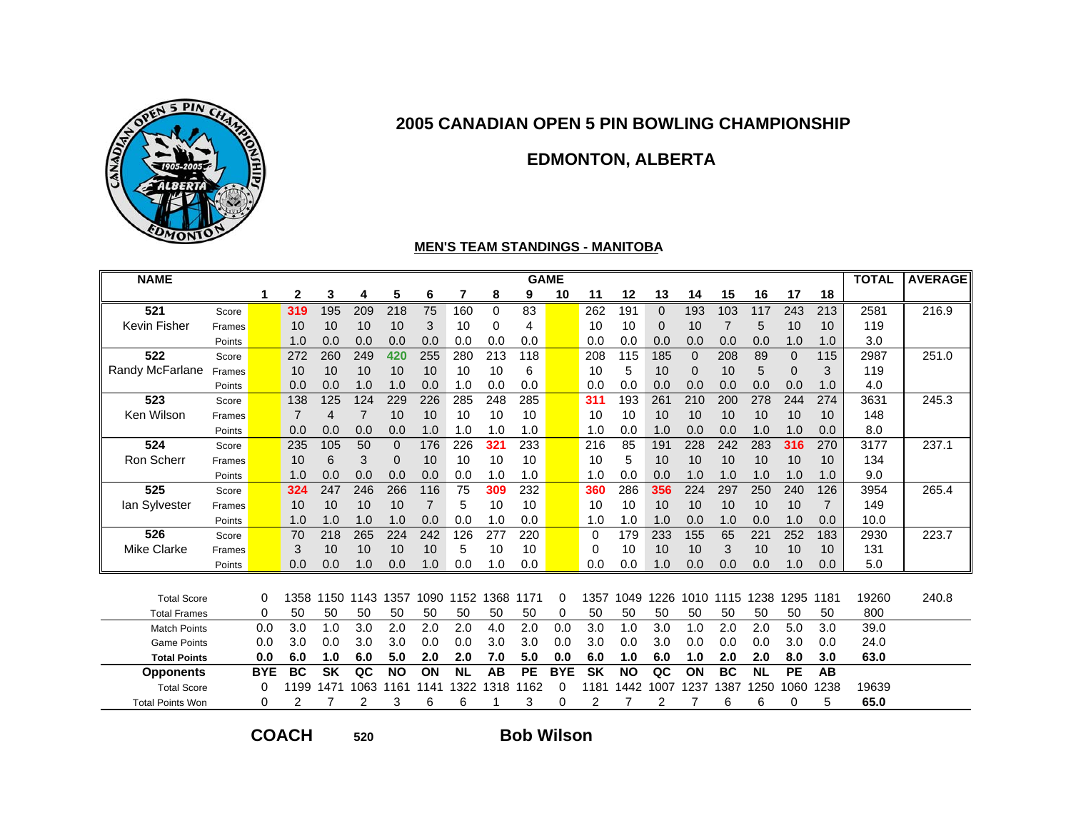# 2005 CANADIAN OPEN 5 PIN BOWLING CHAMPIONSHIP

## EDMONTON, ALBERTA

### MEN'S TEAM STANDINGS - MANITOBA

| NAME | | 1 | 2 | 3 | 4 | 5 | 6 | 7 | 8 | 9 | 10 | 11 | 12 | 13 | 14 | 15 | 16 | 17 | 18 | TOTAL | AVERAGE |
|---|---|---|---|---|---|---|---|---|---|---|---|---|---|---|---|---|---|---|---|---|---|
| 521 | Score | | 319 | 195 | 209 | 218 | 75 | 160 | 0 | 83 | | 262 | 191 | 0 | 193 | 103 | 117 | 243 | 213 | 2581 | 216.9 |
| Kevin Fisher | Frames | | 10 | 10 | 10 | 10 | 3 | 10 | 0 | 4 | | 10 | 10 | 0 | 10 | 7 | 5 | 10 | 10 | 119 | |
| | Points | | 1.0 | 0.0 | 0.0 | 0.0 | 0.0 | 0.0 | 0.0 | 0.0 | | 0.0 | 0.0 | 0.0 | 0.0 | 0.0 | 0.0 | 1.0 | 1.0 | 3.0 | |
| 522 | Score | | 272 | 260 | 249 | 420 | 255 | 280 | 213 | 118 | | 208 | 115 | 185 | 0 | 208 | 89 | 0 | 115 | 2987 | 251.0 |
| Randy McFarlane | Frames | | 10 | 10 | 10 | 10 | 10 | 10 | 10 | 6 | | 10 | 5 | 10 | 0 | 10 | 5 | 0 | 3 | 119 | |
| | Points | | 0.0 | 0.0 | 1.0 | 1.0 | 0.0 | 1.0 | 0.0 | 0.0 | | 0.0 | 0.0 | 0.0 | 0.0 | 0.0 | 0.0 | 0.0 | 1.0 | 4.0 | |
| 523 | Score | | 138 | 125 | 124 | 229 | 226 | 285 | 248 | 285 | | 311 | 193 | 261 | 210 | 200 | 278 | 244 | 274 | 3631 | 245.3 |
| Ken Wilson | Frames | | 7 | 4 | 7 | 10 | 10 | 10 | 10 | 10 | | 10 | 10 | 10 | 10 | 10 | 10 | 10 | 10 | 148 | |
| | Points | | 0.0 | 0.0 | 0.0 | 0.0 | 1.0 | 1.0 | 1.0 | 1.0 | | 1.0 | 0.0 | 1.0 | 0.0 | 0.0 | 1.0 | 1.0 | 0.0 | 8.0 | |
| 524 | Score | | 235 | 105 | 50 | 0 | 176 | 226 | 321 | 233 | | 216 | 85 | 191 | 228 | 242 | 283 | 316 | 270 | 3177 | 237.1 |
| Ron Scherr | Frames | | 10 | 6 | 3 | 0 | 10 | 10 | 10 | 10 | | 10 | 5 | 10 | 10 | 10 | 10 | 10 | 10 | 134 | |
| | Points | | 1.0 | 0.0 | 0.0 | 0.0 | 0.0 | 0.0 | 1.0 | 1.0 | | 1.0 | 0.0 | 0.0 | 1.0 | 1.0 | 1.0 | 1.0 | 1.0 | 9.0 | |
| 525 | Score | | 324 | 247 | 246 | 266 | 116 | 75 | 309 | 232 | | 360 | 286 | 356 | 224 | 297 | 250 | 240 | 126 | 3954 | 265.4 |
| Ian Sylvester | Frames | | 10 | 10 | 10 | 10 | 7 | 5 | 10 | 10 | | 10 | 10 | 10 | 10 | 10 | 10 | 10 | 7 | 149 | |
| | Points | | 1.0 | 1.0 | 1.0 | 1.0 | 0.0 | 0.0 | 1.0 | 0.0 | | 1.0 | 1.0 | 1.0 | 0.0 | 1.0 | 0.0 | 1.0 | 0.0 | 10.0 | |
| 526 | Score | | 70 | 218 | 265 | 224 | 242 | 126 | 277 | 220 | | 0 | 179 | 233 | 155 | 65 | 221 | 252 | 183 | 2930 | 223.7 |
| Mike Clarke | Frames | | 3 | 10 | 10 | 10 | 10 | 5 | 10 | 10 | | 0 | 10 | 10 | 10 | 3 | 10 | 10 | 10 | 131 | |
| | Points | | 0.0 | 0.0 | 1.0 | 0.0 | 1.0 | 0.0 | 1.0 | 0.0 | | 0.0 | 0.0 | 1.0 | 0.0 | 0.0 | 0.0 | 1.0 | 0.0 | 5.0 | |
| Total Score | | 0 | 1358 | 1150 | 1143 | 1357 | 1090 | 1152 | 1368 | 1171 | 0 | 1357 | 1049 | 1226 | 1010 | 1115 | 1238 | 1295 | 1181 | 19260 | 240.8 |
| Total Frames | | 0 | 50 | 50 | 50 | 50 | 50 | 50 | 50 | 50 | 0 | 50 | 50 | 50 | 50 | 50 | 50 | 50 | 50 | 800 | |
| Match Points | | 0.0 | 3.0 | 1.0 | 3.0 | 2.0 | 2.0 | 2.0 | 4.0 | 2.0 | 0.0 | 3.0 | 1.0 | 3.0 | 1.0 | 2.0 | 2.0 | 5.0 | 3.0 | 39.0 | |
| Game Points | | 0.0 | 3.0 | 0.0 | 3.0 | 3.0 | 0.0 | 0.0 | 3.0 | 3.0 | 0.0 | 3.0 | 0.0 | 3.0 | 0.0 | 0.0 | 0.0 | 3.0 | 0.0 | 24.0 | |
| **Total Points** | | **0.0** | **6.0** | **1.0** | **6.0** | **5.0** | **2.0** | **2.0** | **7.0** | **5.0** | **0.0** | **6.0** | **1.0** | **6.0** | **1.0** | **2.0** | **2.0** | **8.0** | **3.0** | **63.0** | |
| **Opponents** | | **BYE** | **BC** | **SK** | **QC** | **NO** | **ON** | **NL** | **AB** | **PE** | **BYE** | **SK** | **NO** | **QC** | **ON** | **BC** | **NL** | **PE** | **AB** | | |
| Total Score | | 0 | 1199 | 1471 | 1063 | 1161 | 1141 | 1322 | 1318 | 1162 | 0 | 1181 | 1442 | 1007 | 1237 | 1387 | 1250 | 1060 | 1238 | 19639 | |
| Total Points Won | | 0 | 2 | 7 | 2 | 3 | 6 | 6 | 1 | 3 | 0 | 2 | 7 | 2 | 7 | 6 | 6 | 0 | 5 | **65.0** | |

**COACH** 520 **Bob Wilson**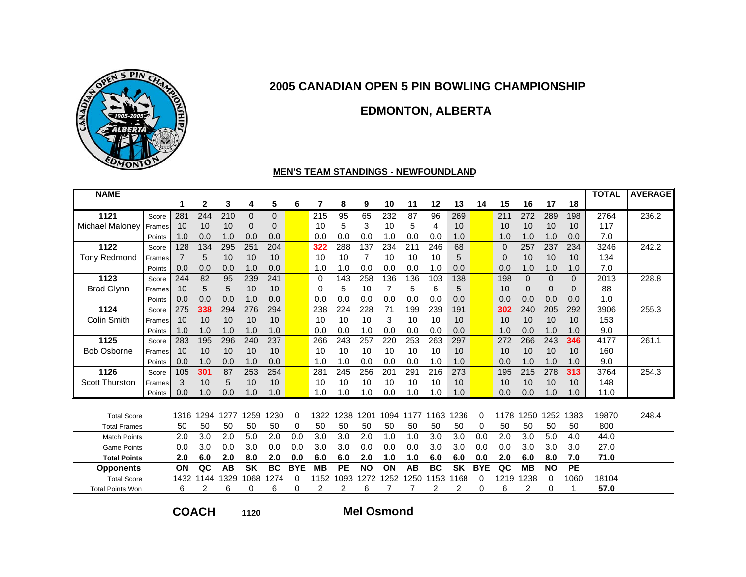# 2005 CANADIAN OPEN 5 PIN BOWLING CHAMPIONSHIP

## EDMONTON, ALBERTA

### MEN'S TEAM STANDINGS - NEWFOUNDLAND

| NAME | | 1 | 2 | 3 | 4 | 5 | 6 | 7 | 8 | 9 | 10 | 11 | 12 | 13 | 14 | 15 | 16 | 17 | 18 | TOTAL | AVERAGE |
|---|---|---|---|---|---|---|---|---|---|---|---|---|---|---|---|---|---|---|---|---|---|
| 1121 | Score | 281 | 244 | 210 | 0 | 0 | | 215 | 95 | 65 | 232 | 87 | 96 | 269 | | 211 | 272 | 289 | 198 | 2764 | 236.2 |
| Michael Maloney | Frames | 10 | 10 | 10 | 0 | 0 | | 10 | 5 | 3 | 10 | 5 | 4 | 10 | | 10 | 10 | 10 | 10 | 117 | |
| | Points | 1.0 | 0.0 | 1.0 | 0.0 | 0.0 | | 0.0 | 0.0 | 0.0 | 1.0 | 0.0 | 0.0 | 1.0 | | 1.0 | 1.0 | 1.0 | 0.0 | 7.0 | |
| 1122 | Score | 128 | 134 | 295 | 251 | 204 | | **322** | 288 | 137 | 234 | 211 | 246 | 68 | | 0 | 257 | 237 | 234 | 3246 | 242.2 |
| Tony Redmond | Frames | 7 | 5 | 10 | 10 | 10 | | 10 | 10 | 7 | 10 | 10 | 10 | 5 | | 0 | 10 | 10 | 10 | 134 | |
| | Points | 0.0 | 0.0 | 0.0 | 1.0 | 0.0 | | 1.0 | 1.0 | 0.0 | 0.0 | 0.0 | 1.0 | 0.0 | | 0.0 | 1.0 | 1.0 | 1.0 | 7.0 | |
| 1123 | Score | 244 | 82 | 95 | 239 | 241 | | 0 | 143 | 258 | 136 | 136 | 103 | 138 | | 198 | 0 | 0 | 0 | 2013 | 228.8 |
| Brad Glynn | Frames | 10 | 5 | 5 | 10 | 10 | | 0 | 5 | 10 | 7 | 5 | 6 | 5 | | 10 | 0 | 0 | 0 | 88 | |
| | Points | 0.0 | 0.0 | 0.0 | 1.0 | 0.0 | | 0.0 | 0.0 | 0.0 | 0.0 | 0.0 | 0.0 | 0.0 | | 0.0 | 0.0 | 0.0 | 0.0 | 1.0 | |
| 1124 | Score | 275 | **338** | 294 | 276 | 294 | | 238 | 224 | 228 | 71 | 199 | 239 | 191 | | **302** | 240 | 205 | 292 | 3906 | 255.3 |
| Colin Smith | Frames | 10 | 10 | 10 | 10 | 10 | | 10 | 10 | 10 | 3 | 10 | 10 | 10 | | 10 | 10 | 10 | 10 | 153 | |
| | Points | 1.0 | 1.0 | 1.0 | 1.0 | 1.0 | | 0.0 | 0.0 | 1.0 | 0.0 | 0.0 | 0.0 | 0.0 | | 1.0 | 0.0 | 1.0 | 1.0 | 9.0 | |
| 1125 | Score | 283 | 195 | 296 | 240 | 237 | | 266 | 243 | 257 | 220 | 253 | 263 | 297 | | 272 | 266 | 243 | **346** | 4177 | 261.1 |
| Bob Osborne | Frames | 10 | 10 | 10 | 10 | 10 | | 10 | 10 | 10 | 10 | 10 | 10 | 10 | | 10 | 10 | 10 | 10 | 160 | |
| | Points | 0.0 | 1.0 | 0.0 | 1.0 | 0.0 | | 1.0 | 1.0 | 0.0 | 0.0 | 0.0 | 1.0 | 1.0 | | 0.0 | 1.0 | 1.0 | 1.0 | 9.0 | |
| 1126 | Score | 105 | **301** | 87 | 253 | 254 | | 281 | 245 | 256 | 201 | 291 | 216 | 273 | | 195 | 215 | 278 | **313** | 3764 | 254.3 |
| Scott Thurston | Frames | 3 | 10 | 5 | 10 | 10 | | 10 | 10 | 10 | 10 | 10 | 10 | 10 | | 10 | 10 | 10 | 10 | 148 | |
| | Points | 0.0 | 1.0 | 0.0 | 1.0 | 1.0 | | 1.0 | 1.0 | 1.0 | 0.0 | 1.0 | 1.0 | 1.0 | | 0.0 | 0.0 | 1.0 | 1.0 | 11.0 | |
| Total Score | | 1316 | 1294 | 1277 | 1259 | 1230 | 0 | 1322 | 1238 | 1201 | 1094 | 1177 | 1163 | 1236 | 0 | 1178 | 1250 | 1252 | 1383 | 19870 | 248.4 |
| Total Frames | | 50 | 50 | 50 | 50 | 50 | 0 | 50 | 50 | 50 | 50 | 50 | 50 | 50 | 0 | 50 | 50 | 50 | 50 | 800 | |
| Match Points | | 2.0 | 3.0 | 2.0 | 5.0 | 2.0 | 0.0 | 3.0 | 3.0 | 2.0 | 1.0 | 1.0 | 3.0 | 3.0 | 0.0 | 2.0 | 3.0 | 5.0 | 4.0 | 44.0 | |
| Game Points | | 0.0 | 3.0 | 0.0 | 3.0 | 0.0 | 0.0 | 3.0 | 3.0 | 0.0 | 0.0 | 0.0 | 3.0 | 3.0 | 0.0 | 0.0 | 3.0 | 3.0 | 3.0 | 27.0 | |
| **Total Points** | | **2.0** | **6.0** | **2.0** | **8.0** | **2.0** | **0.0** | **6.0** | **6.0** | **2.0** | **1.0** | **1.0** | **6.0** | **6.0** | **0.0** | **2.0** | **6.0** | **8.0** | **7.0** | **71.0** | |
| **Opponents** | | **ON** | **QC** | **AB** | **SK** | **BC** | **BYE** | **MB** | **PE** | **NO** | **ON** | **AB** | **BC** | **SK** | **BYE** | **QC** | **MB** | **NO** | **PE** | | |
| Total Score | | 1432 | 1144 | 1329 | 1068 | 1274 | 0 | 1152 | 1093 | 1272 | 1252 | 1250 | 1153 | 1168 | 0 | 1219 | 1238 | 0 | 1060 | 18104 | |
| Total Points Won | | 6 | 2 | 6 | 0 | 6 | 0 | 2 | 2 | 6 | 7 | 7 | 2 | 2 | 0 | 6 | 2 | 0 | 1 | **57.0** | |

**COACH** 1120 **Mel Osmond**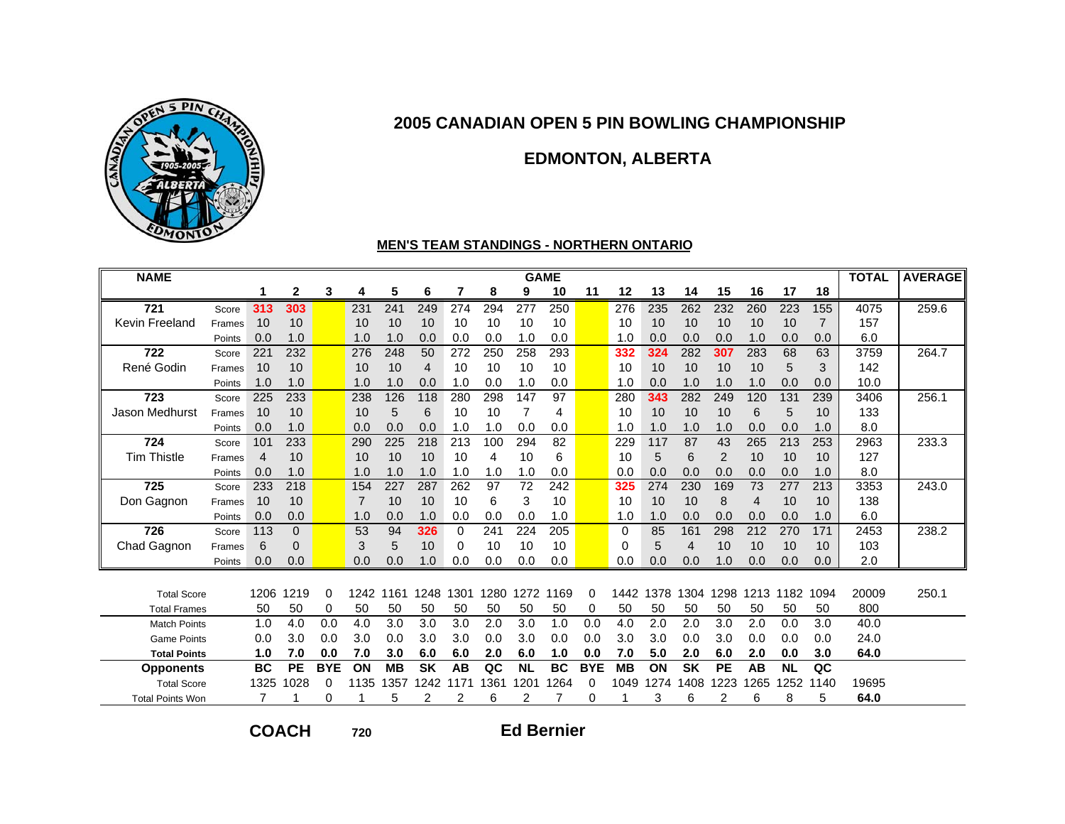# 2005 CANADIAN OPEN 5 PIN BOWLING CHAMPIONSHIP

## EDMONTON, ALBERTA

### MEN'S TEAM STANDINGS - NORTHERN ONTARIO

| NAME | | 1 | 2 | 3 | 4 | 5 | 6 | 7 | 8 | 9 | 10 | 11 | 12 | 13 | 14 | 15 | 16 | 17 | 18 | TOTAL | AVERAGE |
|---|---|---|---|---|---|---|---|---|---|---|---|---|---|---|---|---|---|---|---|---|---|
| 721 | Score | 313 | 303 | | 231 | 241 | 249 | 274 | 294 | 277 | 250 | | 276 | 235 | 262 | 232 | 260 | 223 | 155 | 4075 | 259.6 |
| Kevin Freeland | Frames | 10 | 10 | | 10 | 10 | 10 | 10 | 10 | 10 | 10 | | 10 | 10 | 10 | 10 | 10 | 10 | 7 | 157 | |
| | Points | 0.0 | 1.0 | | 1.0 | 1.0 | 0.0 | 0.0 | 0.0 | 1.0 | 0.0 | | 1.0 | 0.0 | 0.0 | 0.0 | 1.0 | 0.0 | 0.0 | 6.0 | |
| 722 | Score | 221 | 232 | | 276 | 248 | 50 | 272 | 250 | 258 | 293 | | 332 | 324 | 282 | 307 | 283 | 68 | 63 | 3759 | 264.7 |
| René Godin | Frames | 10 | 10 | | 10 | 10 | 4 | 10 | 10 | 10 | 10 | | 10 | 10 | 10 | 10 | 10 | 5 | 3 | 142 | |
| | Points | 1.0 | 1.0 | | 1.0 | 1.0 | 0.0 | 1.0 | 0.0 | 1.0 | 0.0 | | 1.0 | 0.0 | 1.0 | 1.0 | 1.0 | 0.0 | 0.0 | 10.0 | |
| 723 | Score | 225 | 233 | | 238 | 126 | 118 | 280 | 298 | 147 | 97 | | 280 | 343 | 282 | 249 | 120 | 131 | 239 | 3406 | 256.1 |
| Jason Medhurst | Frames | 10 | 10 | | 10 | 5 | 6 | 10 | 10 | 7 | 4 | | 10 | 10 | 10 | 10 | 6 | 5 | 10 | 133 | |
| | Points | 0.0 | 1.0 | | 0.0 | 0.0 | 0.0 | 1.0 | 1.0 | 0.0 | 0.0 | | 1.0 | 1.0 | 1.0 | 1.0 | 0.0 | 0.0 | 1.0 | 8.0 | |
| 724 | Score | 101 | 233 | | 290 | 225 | 218 | 213 | 100 | 294 | 82 | | 229 | 117 | 87 | 43 | 265 | 213 | 253 | 2963 | 233.3 |
| Tim Thistle | Frames | 4 | 10 | | 10 | 10 | 10 | 10 | 4 | 10 | 6 | | 10 | 5 | 6 | 2 | 10 | 10 | 10 | 127 | |
| | Points | 0.0 | 1.0 | | 1.0 | 1.0 | 1.0 | 1.0 | 1.0 | 1.0 | 0.0 | | 0.0 | 0.0 | 0.0 | 0.0 | 0.0 | 0.0 | 1.0 | 8.0 | |
| 725 | Score | 233 | 218 | | 154 | 227 | 287 | 262 | 97 | 72 | 242 | | 325 | 274 | 230 | 169 | 73 | 277 | 213 | 3353 | 243.0 |
| Don Gagnon | Frames | 10 | 10 | | 7 | 10 | 10 | 10 | 6 | 3 | 10 | | 10 | 10 | 10 | 8 | 4 | 10 | 10 | 138 | |
| | Points | 0.0 | 0.0 | | 1.0 | 0.0 | 1.0 | 0.0 | 0.0 | 0.0 | 1.0 | | 1.0 | 1.0 | 0.0 | 0.0 | 0.0 | 0.0 | 1.0 | 6.0 | |
| 726 | Score | 113 | 0 | | 53 | 94 | 326 | 0 | 241 | 224 | 205 | | 0 | 85 | 161 | 298 | 212 | 270 | 171 | 2453 | 238.2 |
| Chad Gagnon | Frames | 6 | 0 | | 3 | 5 | 10 | 0 | 10 | 10 | 10 | | 0 | 5 | 4 | 10 | 10 | 10 | 10 | 103 | |
| | Points | 0.0 | 0.0 | | 0.0 | 0.0 | 1.0 | 0.0 | 0.0 | 0.0 | 0.0 | | 0.0 | 0.0 | 0.0 | 1.0 | 0.0 | 0.0 | 0.0 | 2.0 | |
| Total Score | | 1206 | 1219 | 0 | 1242 | 1161 | 1248 | 1301 | 1280 | 1272 | 1169 | 0 | 1442 | 1378 | 1304 | 1298 | 1213 | 1182 | 1094 | 20009 | 250.1 |
| Total Frames | | 50 | 50 | 0 | 50 | 50 | 50 | 50 | 50 | 50 | 50 | 0 | 50 | 50 | 50 | 50 | 50 | 50 | 50 | 800 | |
| Match Points | | 1.0 | 4.0 | 0.0 | 4.0 | 3.0 | 3.0 | 3.0 | 2.0 | 3.0 | 1.0 | 0.0 | 4.0 | 2.0 | 2.0 | 3.0 | 2.0 | 0.0 | 3.0 | 40.0 | |
| Game Points | | 0.0 | 3.0 | 0.0 | 3.0 | 0.0 | 3.0 | 3.0 | 0.0 | 3.0 | 0.0 | 0.0 | 3.0 | 3.0 | 0.0 | 3.0 | 0.0 | 0.0 | 0.0 | 24.0 | |
| **Total Points** | | **1.0** | **7.0** | **0.0** | **7.0** | **3.0** | **6.0** | **6.0** | **2.0** | **6.0** | **1.0** | **0.0** | **7.0** | **5.0** | **2.0** | **6.0** | **2.0** | **0.0** | **3.0** | **64.0** | |
| **Opponents** | | **BC** | **PE** | **BYE** | **ON** | **MB** | **SK** | **AB** | **QC** | **NL** | **BC** | **BYE** | **MB** | **ON** | **SK** | **PE** | **AB** | **NL** | **QC** | | |
| Total Score | | 1325 | 1028 | 0 | 1135 | 1357 | 1242 | 1171 | 1361 | 1201 | 1264 | 0 | 1049 | 1274 | 1408 | 1223 | 1265 | 1252 | 1140 | 19695 | |
| Total Points Won | | 7 | 1 | 0 | 1 | 5 | 2 | 2 | 6 | 2 | 7 | 0 | 1 | 3 | 6 | 2 | 6 | 8 | 5 | **64.0** | |

**COACH** 720 **Ed Bernier**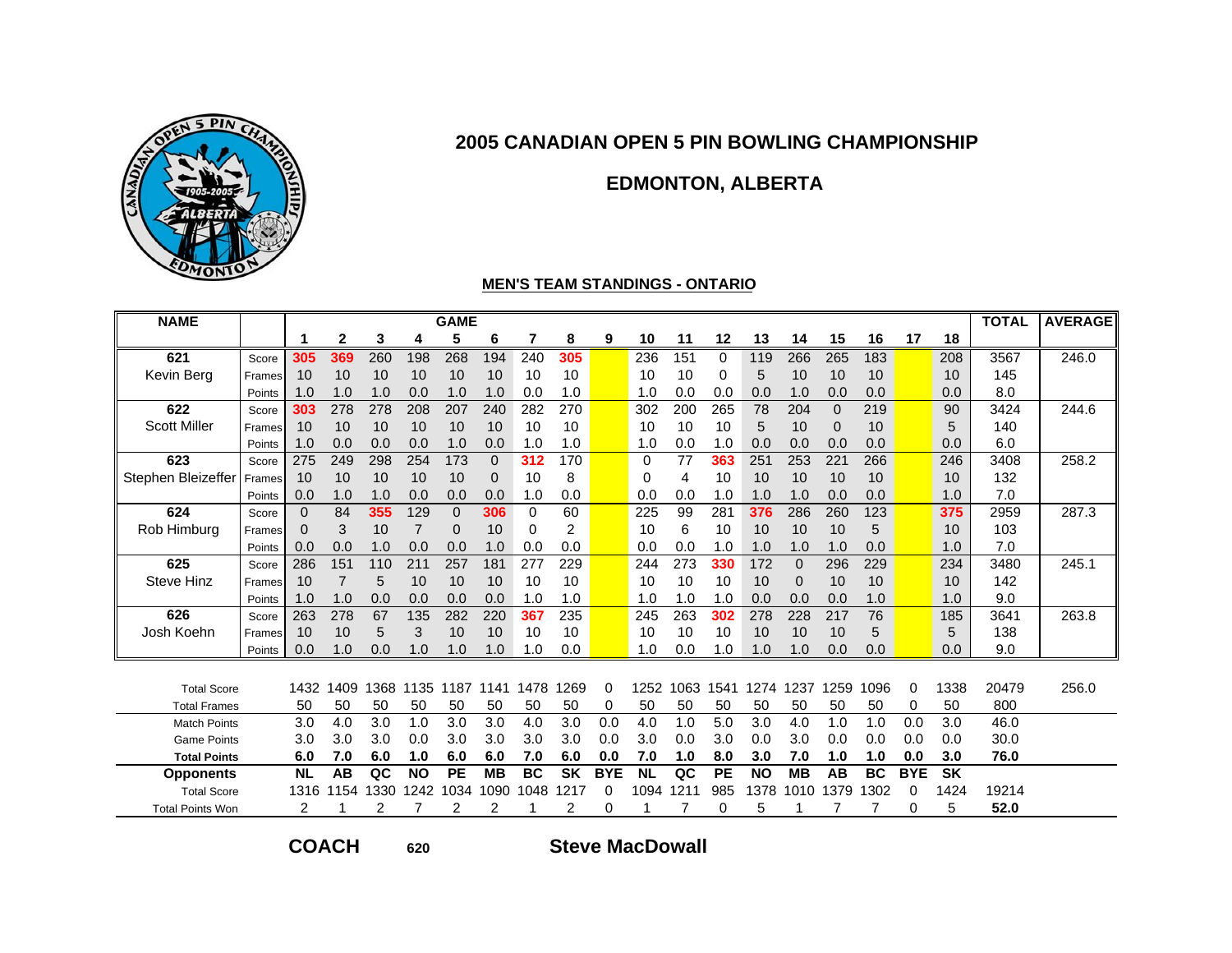## 2005 CANADIAN OPEN 5 PIN BOWLING CHAMPIONSHIP

## EDMONTON, ALBERTA

### MEN'S TEAM STANDINGS - ONTARIO

| NAME | | 1 | 2 | 3 | 4 | 5 | 6 | 7 | 8 | 9 | 10 | 11 | 12 | 13 | 14 | 15 | 16 | 17 | 18 | TOTAL | AVERAGE |
|---|---|---|---|---|---|---|---|---|---|---|---|---|---|---|---|---|---|---|---|---|---|
| 621 | Score | **305** | **369** | 260 | 198 | 268 | 194 | 240 | **305** | | 236 | 151 | 0 | 119 | 266 | 265 | 183 | | 208 | 3567 | 246.0 |
| Kevin Berg | Frames | 10 | 10 | 10 | 10 | 10 | 10 | 10 | 10 | | 10 | 10 | 0 | 5 | 10 | 10 | 10 | | 10 | 145 | |
| | Points | 1.0 | 1.0 | 1.0 | 0.0 | 1.0 | 1.0 | 0.0 | 1.0 | | 1.0 | 0.0 | 0.0 | 0.0 | 1.0 | 0.0 | 0.0 | | 0.0 | 8.0 | |
| 622 | Score | **303** | 278 | 278 | 208 | 207 | 240 | 282 | 270 | | 302 | 200 | 265 | 78 | 204 | 0 | 219 | | 90 | 3424 | 244.6 |
| Scott Miller | Frames | 10 | 10 | 10 | 10 | 10 | 10 | 10 | 10 | | 10 | 10 | 10 | 5 | 10 | 0 | 10 | | 5 | 140 | |
| | Points | 1.0 | 0.0 | 0.0 | 0.0 | 1.0 | 0.0 | 1.0 | 1.0 | | 1.0 | 0.0 | 1.0 | 0.0 | 0.0 | 0.0 | 0.0 | | 0.0 | 6.0 | |
| 623 | Score | 275 | 249 | 298 | 254 | 173 | 0 | **312** | 170 | | 0 | 77 | **363** | 251 | 253 | 221 | 266 | | 246 | 3408 | 258.2 |
| Stephen Bleizeffer | Frames | 10 | 10 | 10 | 10 | 10 | 0 | 10 | 8 | | 0 | 4 | 10 | 10 | 10 | 10 | 10 | | 10 | 132 | |
| | Points | 0.0 | 1.0 | 1.0 | 0.0 | 0.0 | 0.0 | 1.0 | 0.0 | | 0.0 | 0.0 | 1.0 | 1.0 | 1.0 | 0.0 | 0.0 | | 1.0 | 7.0 | |
| 624 | Score | 0 | 84 | **355** | 129 | 0 | **306** | 0 | 60 | | 225 | 99 | 281 | **376** | 286 | 260 | 123 | | **375** | 2959 | 287.3 |
| Rob Himburg | Frames | 0 | 3 | 10 | 7 | 0 | 10 | 0 | 2 | | 10 | 6 | 10 | 10 | 10 | 10 | 5 | | 10 | 103 | |
| | Points | 0.0 | 0.0 | 1.0 | 0.0 | 0.0 | 1.0 | 0.0 | 0.0 | | 0.0 | 0.0 | 1.0 | 1.0 | 1.0 | 1.0 | 0.0 | | 1.0 | 7.0 | |
| 625 | Score | 286 | 151 | 110 | 211 | 257 | 181 | 277 | 229 | | 244 | 273 | **330** | 172 | 0 | 296 | 229 | | 234 | 3480 | 245.1 |
| Steve Hinz | Frames | 10 | 7 | 5 | 10 | 10 | 10 | 10 | 10 | | 10 | 10 | 10 | 10 | 0 | 10 | 10 | | 10 | 142 | |
| | Points | 1.0 | 1.0 | 0.0 | 0.0 | 0.0 | 0.0 | 1.0 | 1.0 | | 1.0 | 1.0 | 1.0 | 0.0 | 0.0 | 0.0 | 1.0 | | 1.0 | 9.0 | |
| 626 | Score | 263 | 278 | 67 | 135 | 282 | 220 | **367** | 235 | | 245 | 263 | **302** | 278 | 228 | 217 | 76 | | 185 | 3641 | 263.8 |
| Josh Koehn | Frames | 10 | 10 | 5 | 3 | 10 | 10 | 10 | 10 | | 10 | 10 | 10 | 10 | 10 | 10 | 5 | | 5 | 138 | |
| | Points | 0.0 | 1.0 | 0.0 | 1.0 | 1.0 | 1.0 | 1.0 | 0.0 | | 1.0 | 0.0 | 1.0 | 1.0 | 1.0 | 0.0 | 0.0 | | 0.0 | 9.0 | |
| Total Score | | 1432 | 1409 | 1368 | 1135 | 1187 | 1141 | 1478 | 1269 | 0 | 1252 | 1063 | 1541 | 1274 | 1237 | 1259 | 1096 | 0 | 1338 | 20479 | 256.0 |
| Total Frames | | 50 | 50 | 50 | 50 | 50 | 50 | 50 | 50 | 0 | 50 | 50 | 50 | 50 | 50 | 50 | 50 | 0 | 50 | 800 | |
| Match Points | | 3.0 | 4.0 | 3.0 | 1.0 | 3.0 | 3.0 | 4.0 | 3.0 | 0.0 | 4.0 | 1.0 | 5.0 | 3.0 | 4.0 | 1.0 | 1.0 | 0.0 | 3.0 | 46.0 | |
| Game Points | | 3.0 | 3.0 | 3.0 | 0.0 | 3.0 | 3.0 | 3.0 | 3.0 | 0.0 | 3.0 | 0.0 | 3.0 | 0.0 | 3.0 | 0.0 | 0.0 | 0.0 | 0.0 | 30.0 | |
| **Total Points** | | **6.0** | **7.0** | **6.0** | **1.0** | **6.0** | **6.0** | **7.0** | **6.0** | **0.0** | **7.0** | **1.0** | **8.0** | **3.0** | **7.0** | **1.0** | **1.0** | **0.0** | **3.0** | **76.0** | |
| **Opponents** | | **NL** | **AB** | **QC** | **NO** | **PE** | **MB** | **BC** | **SK** | **BYE** | **NL** | **QC** | **PE** | **NO** | **MB** | **AB** | **BC** | **BYE** | **SK** | | |
| Total Score | | 1316 | 1154 | 1330 | 1242 | 1034 | 1090 | 1048 | 1217 | 0 | 1094 | 1211 | 985 | 1378 | 1010 | 1379 | 1302 | 0 | 1424 | 19214 | |
| Total Points Won | | 2 | 1 | 2 | 7 | 2 | 2 | 1 | 2 | 0 | 1 | 7 | 0 | 5 | 1 | 7 | 7 | 0 | 5 | **52.0** | |

**COACH** 620 **Steve MacDowall**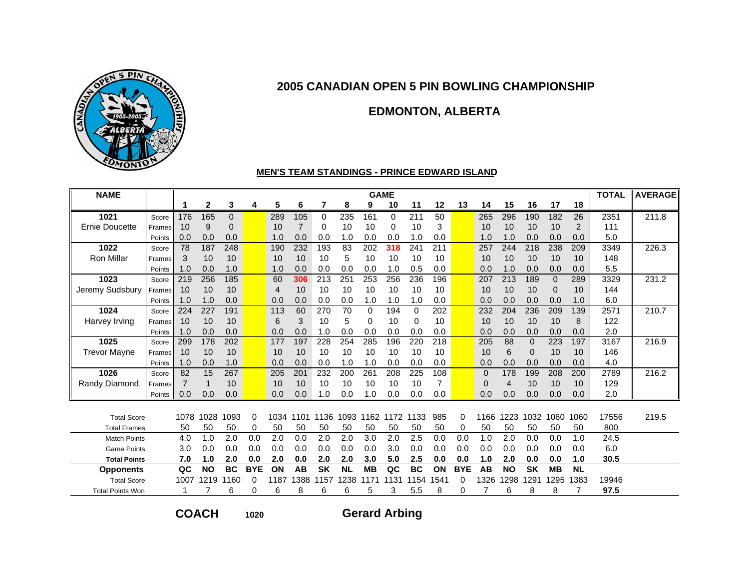# 2005 CANADIAN OPEN 5 PIN BOWLING CHAMPIONSHIP

## EDMONTON, ALBERTA

### MEN'S TEAM STANDINGS - PRINCE EDWARD ISLAND

| NAME | | 1 | 2 | 3 | 4 | 5 | 6 | 7 | 8 | 9 | 10 | 11 | 12 | 13 | 14 | 15 | 16 | 17 | 18 | TOTAL | AVERAGE |
|---|---|---|---|---|---|---|---|---|---|---|---|---|---|---|---|---|---|---|---|---|---|
| 1021 | Score | 176 | 165 | 0 | | 289 | 105 | 0 | 235 | 161 | 0 | 211 | 50 | | 265 | 296 | 190 | 182 | 26 | 2351 | 211.8 |
| Ernie Doucette | Frames | 10 | 9 | 0 | | 10 | 7 | 0 | 10 | 10 | 0 | 10 | 3 | | 10 | 10 | 10 | 10 | 2 | 111 | |
| | Points | 0.0 | 0.0 | 0.0 | | 1.0 | 0.0 | 0.0 | 1.0 | 0.0 | 0.0 | 1.0 | 0.0 | | 1.0 | 1.0 | 0.0 | 0.0 | 0.0 | 5.0 | |
| 1022 | Score | 78 | 187 | 248 | | 190 | 232 | 193 | 83 | 202 | 318 | 241 | 211 | | 257 | 244 | 218 | 238 | 209 | 3349 | 226.3 |
| Ron Millar | Frames | 3 | 10 | 10 | | 10 | 10 | 10 | 5 | 10 | 10 | 10 | 10 | | 10 | 10 | 10 | 10 | 10 | 148 | |
| | Points | 1.0 | 0.0 | 1.0 | | 1.0 | 0.0 | 0.0 | 0.0 | 0.0 | 1.0 | 0.5 | 0.0 | | 0.0 | 1.0 | 0.0 | 0.0 | 0.0 | 5.5 | |
| 1023 | Score | 219 | 256 | 185 | | 60 | 306 | 213 | 251 | 253 | 256 | 236 | 196 | | 207 | 213 | 189 | 0 | 289 | 3329 | 231.2 |
| Jeremy Sudsbury | Frames | 10 | 10 | 10 | | 4 | 10 | 10 | 10 | 10 | 10 | 10 | 10 | | 10 | 10 | 10 | 0 | 10 | 144 | |
| | Points | 1.0 | 1.0 | 0.0 | | 0.0 | 0.0 | 0.0 | 0.0 | 1.0 | 1.0 | 1.0 | 0.0 | | 0.0 | 0.0 | 0.0 | 0.0 | 1.0 | 6.0 | |
| 1024 | Score | 224 | 227 | 191 | | 113 | 60 | 270 | 70 | 0 | 194 | 0 | 202 | | 232 | 204 | 236 | 209 | 139 | 2571 | 210.7 |
| Harvey Irving | Frames | 10 | 10 | 10 | | 6 | 3 | 10 | 5 | 0 | 10 | 0 | 10 | | 10 | 10 | 10 | 10 | 8 | 122 | |
| | Points | 1.0 | 0.0 | 0.0 | | 0.0 | 0.0 | 1.0 | 0.0 | 0.0 | 0.0 | 0.0 | 0.0 | | 0.0 | 0.0 | 0.0 | 0.0 | 0.0 | 2.0 | |
| 1025 | Score | 299 | 178 | 202 | | 177 | 197 | 228 | 254 | 285 | 196 | 220 | 218 | | 205 | 88 | 0 | 223 | 197 | 3167 | 216.9 |
| Trevor Mayne | Frames | 10 | 10 | 10 | | 10 | 10 | 10 | 10 | 10 | 10 | 10 | 10 | | 10 | 6 | 0 | 10 | 10 | 146 | |
| | Points | 1.0 | 0.0 | 1.0 | | 0.0 | 0.0 | 0.0 | 1.0 | 1.0 | 0.0 | 0.0 | 0.0 | | 0.0 | 0.0 | 0.0 | 0.0 | 0.0 | 4.0 | |
| 1026 | Score | 82 | 15 | 267 | | 205 | 201 | 232 | 200 | 261 | 208 | 225 | 108 | | 0 | 178 | 199 | 208 | 200 | 2789 | 216.2 |
| Randy Diamond | Frames | 7 | 1 | 10 | | 10 | 10 | 10 | 10 | 10 | 10 | 10 | 7 | | 0 | 4 | 10 | 10 | 10 | 129 | |
| | Points | 0.0 | 0.0 | 0.0 | | 0.0 | 0.0 | 1.0 | 0.0 | 1.0 | 0.0 | 0.0 | 0.0 | | 0.0 | 0.0 | 0.0 | 0.0 | 0.0 | 2.0 | |
| Total Score | | 1078 | 1028 | 1093 | 0 | 1034 | 1101 | 1136 | 1093 | 1162 | 1172 | 1133 | 985 | 0 | 1166 | 1223 | 1032 | 1060 | 1060 | 17556 | 219.5 |
| Total Frames | | 50 | 50 | 50 | 0 | 50 | 50 | 50 | 50 | 50 | 50 | 50 | 50 | 0 | 50 | 50 | 50 | 50 | 50 | 800 | |
| Match Points | | 4.0 | 1.0 | 2.0 | 0.0 | 2.0 | 0.0 | 2.0 | 2.0 | 3.0 | 2.0 | 2.5 | 0.0 | 0.0 | 1.0 | 2.0 | 0.0 | 0.0 | 1.0 | 24.5 | |
| Game Points | | 3.0 | 0.0 | 0.0 | 0.0 | 0.0 | 0.0 | 0.0 | 0.0 | 0.0 | 3.0 | 0.0 | 0.0 | 0.0 | 0.0 | 0.0 | 0.0 | 0.0 | 0.0 | 6.0 | |
| **Total Points** | | **7.0** | **1.0** | **2.0** | **0.0** | **2.0** | **0.0** | **2.0** | **2.0** | **3.0** | **5.0** | **2.5** | **0.0** | **0.0** | **1.0** | **2.0** | **0.0** | **0.0** | **1.0** | **30.5** | |
| **Opponents** | | **QC** | **NO** | **BC** | **BYE** | **ON** | **AB** | **SK** | **NL** | **MB** | **QC** | **BC** | **ON** | **BYE** | **AB** | **NO** | **SK** | **MB** | **NL** | | |
| Total Score | | 1007 | 1219 | 1160 | 0 | 1187 | 1388 | 1157 | 1238 | 1171 | 1131 | 1154 | 1541 | 0 | 1326 | 1298 | 1291 | 1295 | 1383 | 19946 | |
| Total Points Won | | 1 | 7 | 6 | 0 | 6 | 8 | 6 | 6 | 5 | 3 | 5.5 | 8 | 0 | 7 | 6 | 8 | 8 | 7 | **97.5** | |

**COACH** 1020 **Gerard Arbing**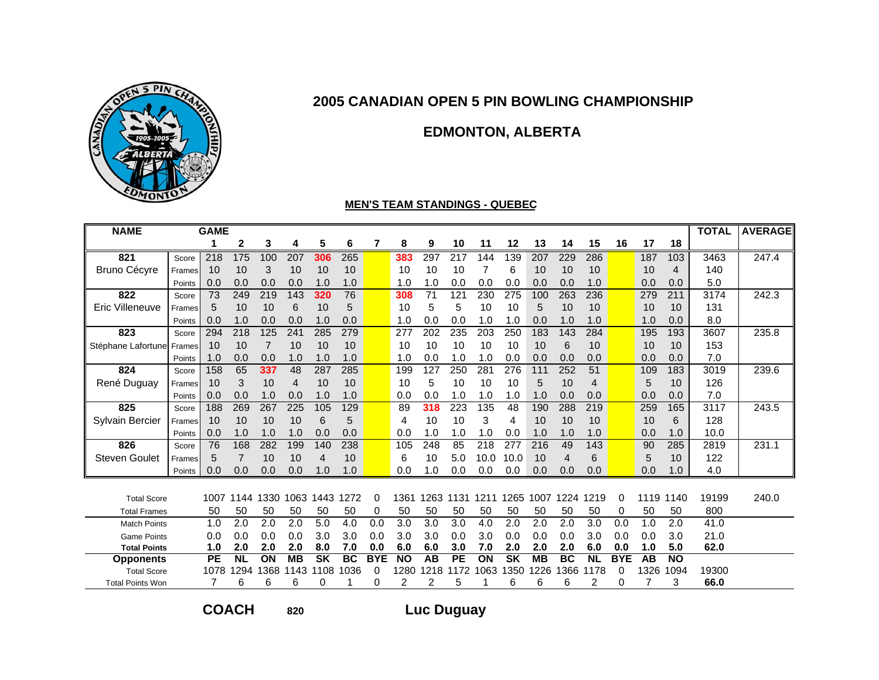# 2005 CANADIAN OPEN 5 PIN BOWLING CHAMPIONSHIP

## EDMONTON, ALBERTA

### MEN'S TEAM STANDINGS - QUEBEC

| NAME | | 1 | 2 | 3 | 4 | 5 | 6 | 7 | 8 | 9 | 10 | 11 | 12 | 13 | 14 | 15 | 16 | 17 | 18 | TOTAL | AVERAGE |
|---|---|---|---|---|---|---|---|---|---|---|---|---|---|---|---|---|---|---|---|---|---|
| 821 | Score | 218 | 175 | 100 | 207 | 306 | 265 | | 383 | 297 | 217 | 144 | 139 | 207 | 229 | 286 | | 187 | 103 | 3463 | 247.4 |
| Bruno Cécyre | Frames | 10 | 10 | 3 | 10 | 10 | 10 | | 10 | 10 | 10 | 7 | 6 | 10 | 10 | 10 | | 10 | 4 | 140 | |
| | Points | 0.0 | 0.0 | 0.0 | 0.0 | 1.0 | 1.0 | | 1.0 | 1.0 | 0.0 | 0.0 | 0.0 | 0.0 | 0.0 | 1.0 | | 0.0 | 0.0 | 5.0 | |
| 822 | Score | 73 | 249 | 219 | 143 | 320 | 76 | | 308 | 71 | 121 | 230 | 275 | 100 | 263 | 236 | | 279 | 211 | 3174 | 242.3 |
| Eric Villeneuve | Frames | 5 | 10 | 10 | 6 | 10 | 5 | | 10 | 5 | 5 | 10 | 10 | 5 | 10 | 10 | | 10 | 10 | 131 | |
| | Points | 0.0 | 1.0 | 0.0 | 0.0 | 1.0 | 0.0 | | 1.0 | 0.0 | 0.0 | 1.0 | 1.0 | 0.0 | 1.0 | 1.0 | | 1.0 | 0.0 | 8.0 | |
| 823 | Score | 294 | 218 | 125 | 241 | 285 | 279 | | 277 | 202 | 235 | 203 | 250 | 183 | 143 | 284 | | 195 | 193 | 3607 | 235.8 |
| Stéphane Lafortune | Frames | 10 | 10 | 7 | 10 | 10 | 10 | | 10 | 10 | 10 | 10 | 10 | 10 | 6 | 10 | | 10 | 10 | 153 | |
| | Points | 1.0 | 0.0 | 0.0 | 1.0 | 1.0 | 1.0 | | 1.0 | 0.0 | 1.0 | 1.0 | 0.0 | 0.0 | 0.0 | 0.0 | | 0.0 | 0.0 | 7.0 | |
| 824 | Score | 158 | 65 | 337 | 48 | 287 | 285 | | 199 | 127 | 250 | 281 | 276 | 111 | 252 | 51 | | 109 | 183 | 3019 | 239.6 |
| René Duguay | Frames | 10 | 3 | 10 | 4 | 10 | 10 | | 10 | 5 | 10 | 10 | 10 | 5 | 10 | 4 | | 5 | 10 | 126 | |
| | Points | 0.0 | 0.0 | 1.0 | 0.0 | 1.0 | 1.0 | | 0.0 | 0.0 | 1.0 | 1.0 | 1.0 | 1.0 | 0.0 | 0.0 | | 0.0 | 0.0 | 7.0 | |
| 825 | Score | 188 | 269 | 267 | 225 | 105 | 129 | | 89 | 318 | 223 | 135 | 48 | 190 | 288 | 219 | | 259 | 165 | 3117 | 243.5 |
| Sylvain Bercier | Frames | 10 | 10 | 10 | 10 | 6 | 5 | | 4 | 10 | 10 | 3 | 4 | 10 | 10 | 10 | | 10 | 6 | 128 | |
| | Points | 0.0 | 1.0 | 1.0 | 1.0 | 0.0 | 0.0 | | 0.0 | 1.0 | 1.0 | 1.0 | 0.0 | 1.0 | 1.0 | 1.0 | | 0.0 | 1.0 | 10.0 | |
| 826 | Score | 76 | 168 | 282 | 199 | 140 | 238 | | 105 | 248 | 85 | 218 | 277 | 216 | 49 | 143 | | 90 | 285 | 2819 | 231.1 |
| Steven Goulet | Frames | 5 | 7 | 10 | 10 | 4 | 10 | | 6 | 10 | 5.0 | 10.0 | 10.0 | 10 | 4 | 6 | | 5 | 10 | 122 | |
| | Points | 0.0 | 0.0 | 0.0 | 0.0 | 1.0 | 1.0 | | 0.0 | 1.0 | 0.0 | 0.0 | 0.0 | 0.0 | 0.0 | 0.0 | | 0.0 | 1.0 | 4.0 | |
| Total Score | | 1007 | 1144 | 1330 | 1063 | 1443 | 1272 | 0 | 1361 | 1263 | 1131 | 1211 | 1265 | 1007 | 1224 | 1219 | 0 | 1119 | 1140 | 19199 | 240.0 |
| Total Frames | | 50 | 50 | 50 | 50 | 50 | 50 | 0 | 50 | 50 | 50 | 50 | 50 | 50 | 50 | 50 | 0 | 50 | 50 | 800 | |
| Match Points | | 1.0 | 2.0 | 2.0 | 2.0 | 5.0 | 4.0 | 0.0 | 3.0 | 3.0 | 3.0 | 4.0 | 2.0 | 2.0 | 2.0 | 3.0 | 0.0 | 1.0 | 2.0 | 41.0 | |
| Game Points | | 0.0 | 0.0 | 0.0 | 0.0 | 3.0 | 3.0 | 0.0 | 3.0 | 3.0 | 0.0 | 3.0 | 0.0 | 0.0 | 0.0 | 3.0 | 0.0 | 0.0 | 3.0 | 21.0 | |
| **Total Points** | | **1.0** | **2.0** | **2.0** | **2.0** | **8.0** | **7.0** | **0.0** | **6.0** | **6.0** | **3.0** | **7.0** | **2.0** | **2.0** | **2.0** | **6.0** | **0.0** | **1.0** | **5.0** | **62.0** | |
| **Opponents** | | **PE** | **NL** | **ON** | **MB** | **SK** | **BC** | **BYE** | **NO** | **AB** | **PE** | **ON** | **SK** | **MB** | **BC** | **NL** | **BYE** | **AB** | **NO** | | |
| Total Score | | 1078 | 1294 | 1368 | 1143 | 1108 | 1036 | 0 | 1280 | 1218 | 1172 | 1063 | 1350 | 1226 | 1366 | 1178 | 0 | 1326 | 1094 | 19300 | |
| Total Points Won | | 7 | 6 | 6 | 6 | 0 | 1 | 0 | 2 | 2 | 5 | 1 | 6 | 6 | 6 | 2 | 0 | 7 | 3 | **66.0** | |

**COACH** 820 **Luc Duguay**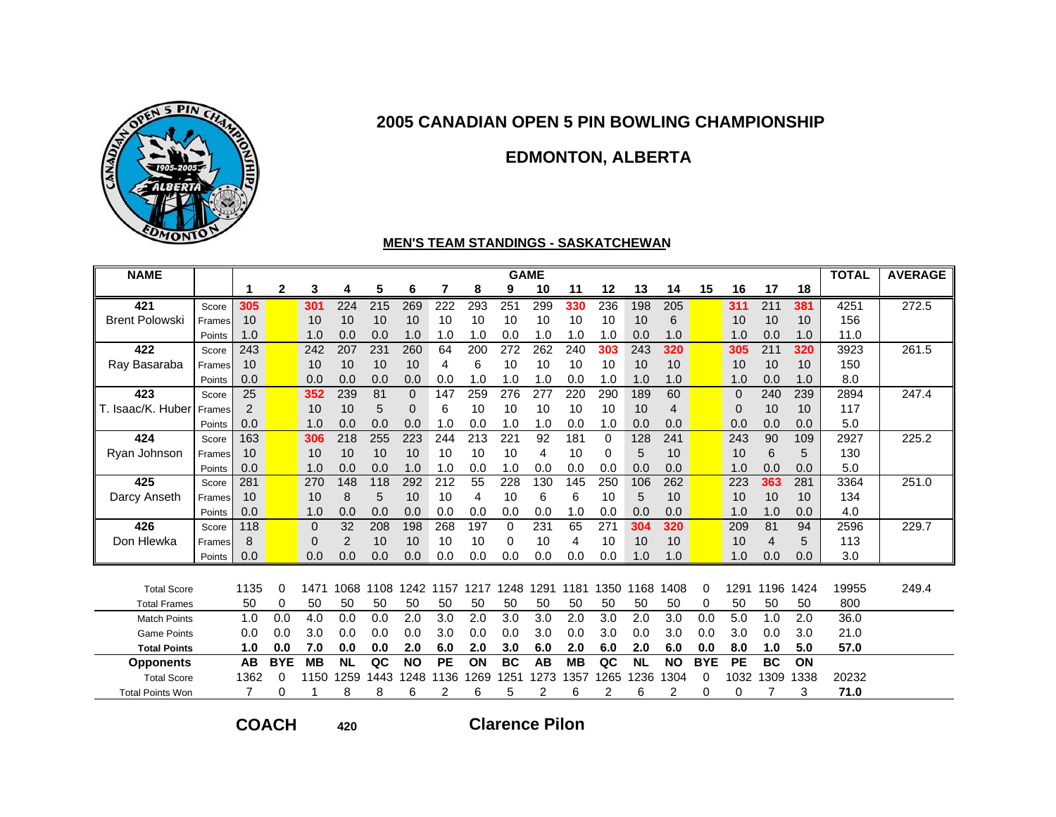# 2005 CANADIAN OPEN 5 PIN BOWLING CHAMPIONSHIP

## EDMONTON, ALBERTA

### MEN'S TEAM STANDINGS - SASKATCHEWAN

| NAME | | 1 | 2 | 3 | 4 | 5 | 6 | 7 | 8 | 9 | 10 | 11 | 12 | 13 | 14 | 15 | 16 | 17 | 18 | TOTAL | AVERAGE |
|---|---|---|---|---|---|---|---|---|---|---|---|---|---|---|---|---|---|---|---|---|---|
| 421 | Score | 305 | | 301 | 224 | 215 | 269 | 222 | 293 | 251 | 299 | 330 | 236 | 198 | 205 | | 311 | 211 | 381 | 4251 | 272.5 |
| Brent Polowski | Frames | 10 | | 10 | 10 | 10 | 10 | 10 | 10 | 10 | 10 | 10 | 10 | 10 | 6 | | 10 | 10 | 10 | 156 | |
| | Points | 1.0 | | 1.0 | 0.0 | 0.0 | 1.0 | 1.0 | 1.0 | 0.0 | 1.0 | 1.0 | 1.0 | 0.0 | 1.0 | | 1.0 | 0.0 | 1.0 | 11.0 | |
| 422 | Score | 243 | | 242 | 207 | 231 | 260 | 64 | 200 | 272 | 262 | 240 | 303 | 243 | 320 | | 305 | 211 | 320 | 3923 | 261.5 |
| Ray Basaraba | Frames | 10 | | 10 | 10 | 10 | 10 | 4 | 6 | 10 | 10 | 10 | 10 | 10 | 10 | | 10 | 10 | 10 | 150 | |
| | Points | 0.0 | | 0.0 | 0.0 | 0.0 | 0.0 | 1.0 | 1.0 | 1.0 | 1.0 | 0.0 | 1.0 | 1.0 | 1.0 | | 1.0 | 0.0 | 1.0 | 8.0 | |
| 423 | Score | 25 | | 352 | 239 | 81 | 0 | 147 | 259 | 276 | 277 | 220 | 290 | 189 | 60 | | 0 | 240 | 239 | 2894 | 247.4 |
| T. Isaac/K. Huber | Frames | 2 | | 10 | 10 | 5 | 0 | 6 | 10 | 10 | 10 | 10 | 10 | 10 | 4 | | 0 | 10 | 10 | 117 | |
| | Points | 0.0 | | 1.0 | 0.0 | 0.0 | 0.0 | 1.0 | 0.0 | 1.0 | 1.0 | 0.0 | 1.0 | 0.0 | 0.0 | | 0.0 | 0.0 | 0.0 | 5.0 | |
| 424 | Score | 163 | | 306 | 218 | 255 | 223 | 244 | 213 | 221 | 92 | 181 | 0 | 128 | 241 | | 243 | 90 | 109 | 2927 | 225.2 |
| Ryan Johnson | Frames | 10 | | 10 | 10 | 10 | 10 | 10 | 10 | 10 | 4 | 10 | 0 | 5 | 10 | | 10 | 6 | 5 | 130 | |
| | Points | 0.0 | | 1.0 | 0.0 | 0.0 | 1.0 | 1.0 | 0.0 | 1.0 | 0.0 | 0.0 | 0.0 | 0.0 | 0.0 | | 1.0 | 0.0 | 0.0 | 5.0 | |
| 425 | Score | 281 | | 270 | 148 | 118 | 292 | 212 | 55 | 228 | 130 | 145 | 250 | 106 | 262 | | 223 | 363 | 281 | 3364 | 251.0 |
| Darcy Anseth | Frames | 10 | | 10 | 8 | 5 | 10 | 10 | 4 | 10 | 6 | 6 | 10 | 5 | 10 | | 10 | 10 | 10 | 134 | |
| | Points | 0.0 | | 1.0 | 0.0 | 0.0 | 0.0 | 0.0 | 0.0 | 0.0 | 0.0 | 1.0 | 0.0 | 0.0 | 0.0 | | 1.0 | 1.0 | 0.0 | 4.0 | |
| 426 | Score | 118 | | 0 | 32 | 208 | 198 | 268 | 197 | 0 | 231 | 65 | 271 | 304 | 320 | | 209 | 81 | 94 | 2596 | 229.7 |
| Don Hlewka | Frames | 8 | | 0 | 2 | 10 | 10 | 10 | 10 | 0 | 10 | 4 | 10 | 10 | 10 | | 10 | 4 | 5 | 113 | |
| | Points | 0.0 | | 0.0 | 0.0 | 0.0 | 0.0 | 0.0 | 0.0 | 0.0 | 0.0 | 0.0 | 0.0 | 1.0 | 1.0 | | 1.0 | 0.0 | 0.0 | 3.0 | |
| Total Score | | 1135 | 0 | 1471 | 1068 | 1108 | 1242 | 1157 | 1217 | 1248 | 1291 | 1181 | 1350 | 1168 | 1408 | 0 | 1291 | 1196 | 1424 | 19955 | 249.4 |
| Total Frames | | 50 | 0 | 50 | 50 | 50 | 50 | 50 | 50 | 50 | 50 | 50 | 50 | 50 | 50 | 0 | 50 | 50 | 50 | 800 | |
| Match Points | | 1.0 | 0.0 | 4.0 | 0.0 | 0.0 | 2.0 | 3.0 | 2.0 | 3.0 | 3.0 | 2.0 | 3.0 | 2.0 | 3.0 | 0.0 | 5.0 | 1.0 | 2.0 | 36.0 | |
| Game Points | | 0.0 | 0.0 | 3.0 | 0.0 | 0.0 | 0.0 | 3.0 | 0.0 | 0.0 | 3.0 | 0.0 | 3.0 | 0.0 | 3.0 | 0.0 | 3.0 | 0.0 | 3.0 | 21.0 | |
| **Total Points** | | **1.0** | **0.0** | **7.0** | **0.0** | **0.0** | **2.0** | **6.0** | **2.0** | **3.0** | **6.0** | **2.0** | **6.0** | **2.0** | **6.0** | **0.0** | **8.0** | **1.0** | **5.0** | **57.0** | |
| **Opponents** | | **AB** | **BYE** | **MB** | **NL** | **QC** | **NO** | **PE** | **ON** | **BC** | **AB** | **MB** | **QC** | **NL** | **NO** | **BYE** | **PE** | **BC** | **ON** | | |
| Total Score | | 1362 | 0 | 1150 | 1259 | 1443 | 1248 | 1136 | 1269 | 1251 | 1273 | 1357 | 1265 | 1236 | 1304 | 0 | 1032 | 1309 | 1338 | 20232 | |
| Total Points Won | | 7 | 0 | 1 | 8 | 8 | 6 | 2 | 6 | 5 | 2 | 6 | 2 | 6 | 2 | 0 | 0 | 7 | 3 | **71.0** | |

**COACH** 420 **Clarence Pilon**